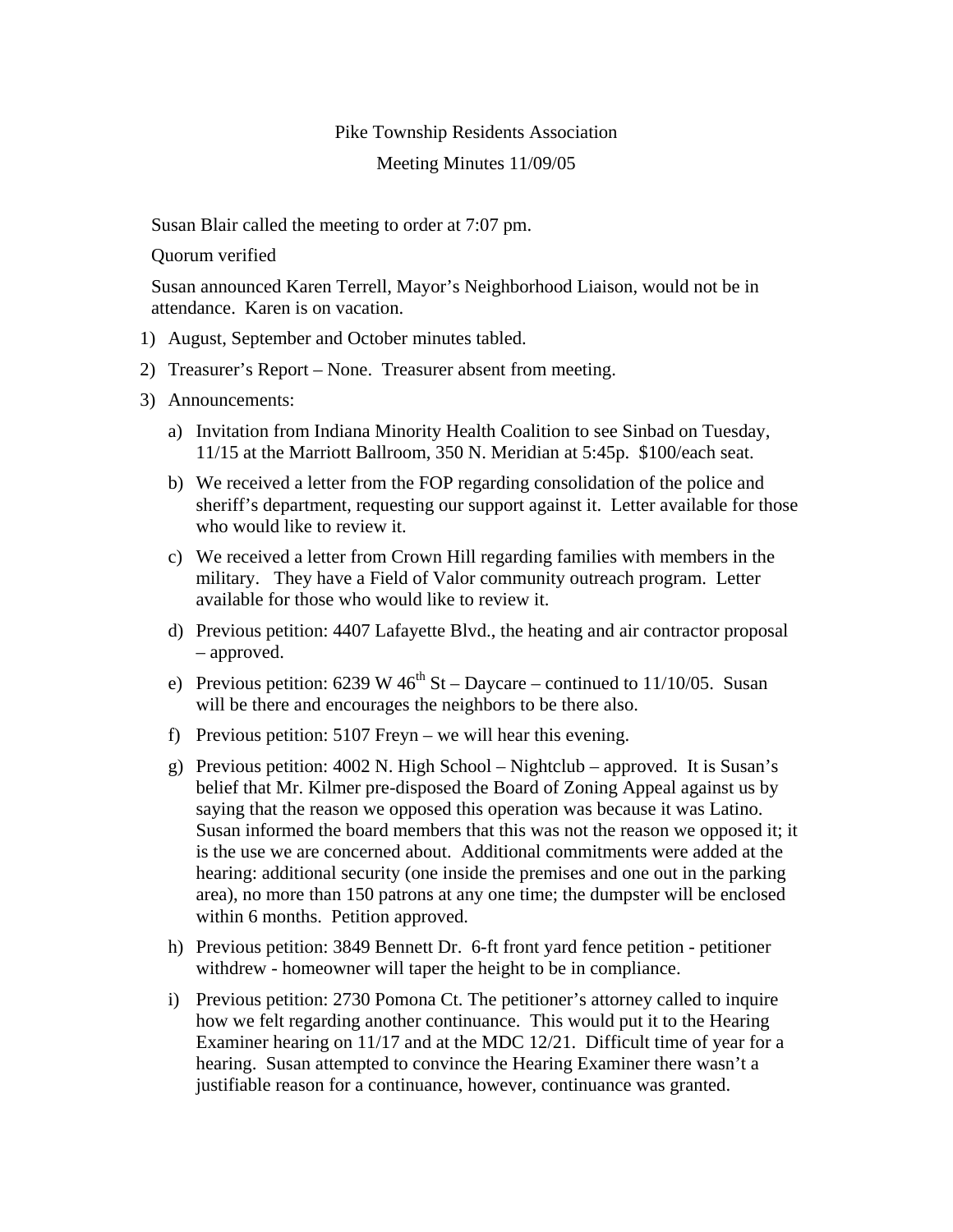# Pike Township Residents Association

## Meeting Minutes 11/09/05

Susan Blair called the meeting to order at 7:07 pm.

Quorum verified

Susan announced Karen Terrell, Mayor's Neighborhood Liaison, would not be in attendance. Karen is on vacation.

1) August, September and October minutes tabled.
2) Treasurer's Report – None. Treasurer absent from meeting.
3) Announcements:
   a) Invitation from Indiana Minority Health Coalition to see Sinbad on Tuesday, 11/15 at the Marriott Ballroom, 350 N. Meridian at 5:45p. $100/each seat.
   b) We received a letter from the FOP regarding consolidation of the police and sheriff's department, requesting our support against it. Letter available for those who would like to review it.
   c) We received a letter from Crown Hill regarding families with members in the military. They have a Field of Valor community outreach program. Letter available for those who would like to review it.
   d) Previous petition: 4407 Lafayette Blvd., the heating and air contractor proposal – approved.
   e) Previous petition: 6239 W 46th St – Daycare – continued to 11/10/05. Susan will be there and encourages the neighbors to be there also.
   f) Previous petition: 5107 Freyn – we will hear this evening.
   g) Previous petition: 4002 N. High School – Nightclub – approved. It is Susan's belief that Mr. Kilmer pre-disposed the Board of Zoning Appeal against us by saying that the reason we opposed this operation was because it was Latino. Susan informed the board members that this was not the reason we opposed it; it is the use we are concerned about. Additional commitments were added at the hearing: additional security (one inside the premises and one out in the parking area), no more than 150 patrons at any one time; the dumpster will be enclosed within 6 months. Petition approved.
   h) Previous petition: 3849 Bennett Dr. 6-ft front yard fence petition - petitioner withdrew - homeowner will taper the height to be in compliance.
   i) Previous petition: 2730 Pomona Ct. The petitioner's attorney called to inquire how we felt regarding another continuance. This would put it to the Hearing Examiner hearing on 11/17 and at the MDC 12/21. Difficult time of year for a hearing. Susan attempted to convince the Hearing Examiner there wasn't a justifiable reason for a continuance, however, continuance was granted.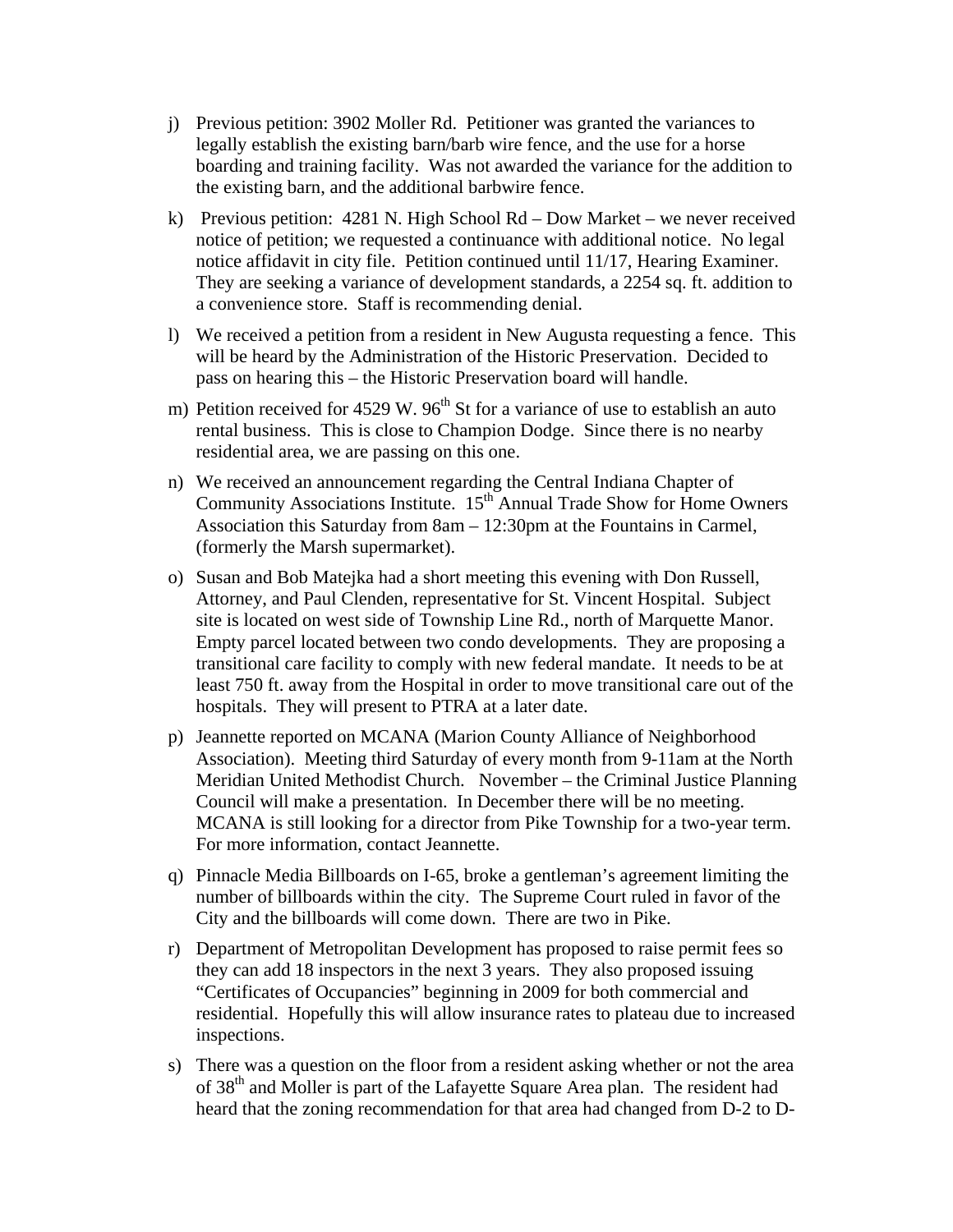j) Previous petition: 3902 Moller Rd. Petitioner was granted the variances to legally establish the existing barn/barb wire fence, and the use for a horse boarding and training facility. Was not awarded the variance for the addition to the existing barn, and the additional barbwire fence.

k) Previous petition: 4281 N. High School Rd – Dow Market – we never received notice of petition; we requested a continuance with additional notice. No legal notice affidavit in city file. Petition continued until 11/17, Hearing Examiner. They are seeking a variance of development standards, a 2254 sq. ft. addition to a convenience store. Staff is recommending denial.

l) We received a petition from a resident in New Augusta requesting a fence. This will be heard by the Administration of the Historic Preservation. Decided to pass on hearing this – the Historic Preservation board will handle.

m) Petition received for 4529 W. 96th St for a variance of use to establish an auto rental business. This is close to Champion Dodge. Since there is no nearby residential area, we are passing on this one.

n) We received an announcement regarding the Central Indiana Chapter of Community Associations Institute. 15th Annual Trade Show for Home Owners Association this Saturday from 8am – 12:30pm at the Fountains in Carmel, (formerly the Marsh supermarket).

o) Susan and Bob Matejka had a short meeting this evening with Don Russell, Attorney, and Paul Clenden, representative for St. Vincent Hospital. Subject site is located on west side of Township Line Rd., north of Marquette Manor. Empty parcel located between two condo developments. They are proposing a transitional care facility to comply with new federal mandate. It needs to be at least 750 ft. away from the Hospital in order to move transitional care out of the hospitals. They will present to PTRA at a later date.

p) Jeannette reported on MCANA (Marion County Alliance of Neighborhood Association). Meeting third Saturday of every month from 9-11am at the North Meridian United Methodist Church. November – the Criminal Justice Planning Council will make a presentation. In December there will be no meeting. MCANA is still looking for a director from Pike Township for a two-year term. For more information, contact Jeannette.

q) Pinnacle Media Billboards on I-65, broke a gentleman's agreement limiting the number of billboards within the city. The Supreme Court ruled in favor of the City and the billboards will come down. There are two in Pike.

r) Department of Metropolitan Development has proposed to raise permit fees so they can add 18 inspectors in the next 3 years. They also proposed issuing "Certificates of Occupancies" beginning in 2009 for both commercial and residential. Hopefully this will allow insurance rates to plateau due to increased inspections.

s) There was a question on the floor from a resident asking whether or not the area of 38th and Moller is part of the Lafayette Square Area plan. The resident had heard that the zoning recommendation for that area had changed from D-2 to D-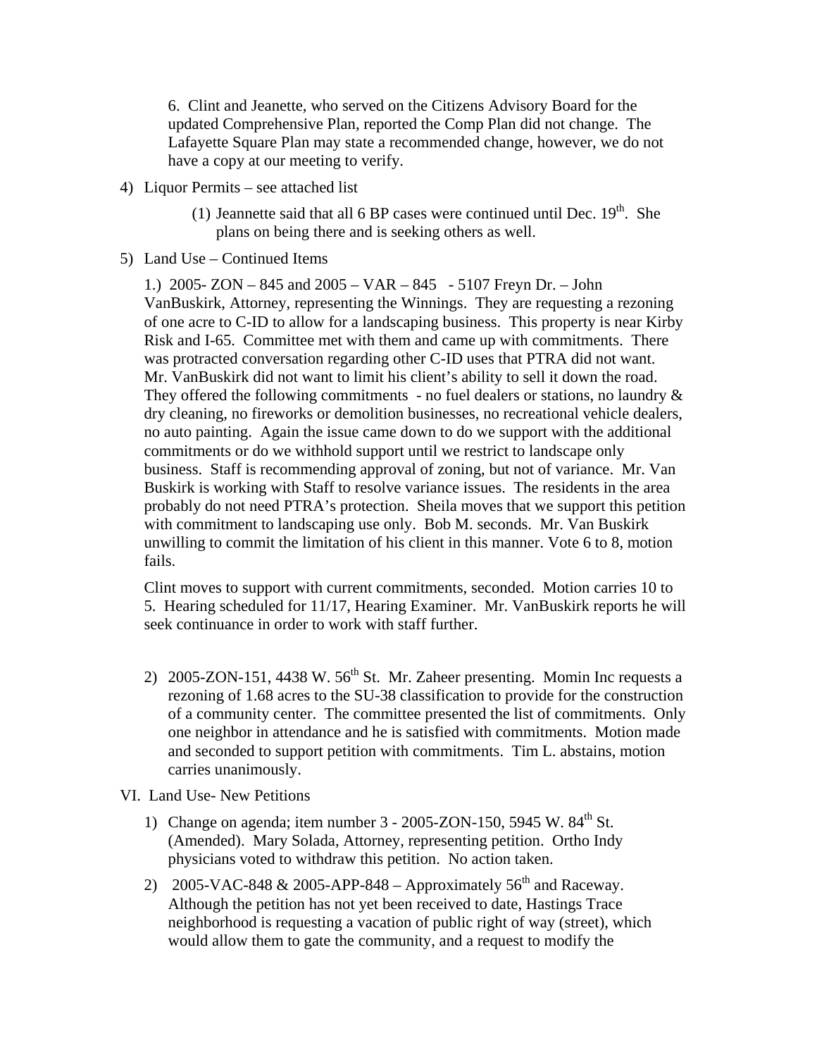6. Clint and Jeanette, who served on the Citizens Advisory Board for the updated Comprehensive Plan, reported the Comp Plan did not change. The Lafayette Square Plan may state a recommended change, however, we do not have a copy at our meeting to verify.

4) Liquor Permits – see attached list

    (1) Jeannette said that all 6 BP cases were continued until Dec. 19th. She plans on being there and is seeking others as well.

5) Land Use – Continued Items

1.) 2005- ZON – 845 and 2005 – VAR – 845 - 5107 Freyn Dr. – John VanBuskirk, Attorney, representing the Winnings. They are requesting a rezoning of one acre to C-ID to allow for a landscaping business. This property is near Kirby Risk and I-65. Committee met with them and came up with commitments. There was protracted conversation regarding other C-ID uses that PTRA did not want. Mr. VanBuskirk did not want to limit his client's ability to sell it down the road. They offered the following commitments - no fuel dealers or stations, no laundry & dry cleaning, no fireworks or demolition businesses, no recreational vehicle dealers, no auto painting. Again the issue came down to do we support with the additional commitments or do we withhold support until we restrict to landscape only business. Staff is recommending approval of zoning, but not of variance. Mr. Van Buskirk is working with Staff to resolve variance issues. The residents in the area probably do not need PTRA's protection. Sheila moves that we support this petition with commitment to landscaping use only. Bob M. seconds. Mr. Van Buskirk unwilling to commit the limitation of his client in this manner. Vote 6 to 8, motion fails.

Clint moves to support with current commitments, seconded. Motion carries 10 to 5. Hearing scheduled for 11/17, Hearing Examiner. Mr. VanBuskirk reports he will seek continuance in order to work with staff further.

2) 2005-ZON-151, 4438 W. 56th St. Mr. Zaheer presenting. Momin Inc requests a rezoning of 1.68 acres to the SU-38 classification to provide for the construction of a community center. The committee presented the list of commitments. Only one neighbor in attendance and he is satisfied with commitments. Motion made and seconded to support petition with commitments. Tim L. abstains, motion carries unanimously.

VI. Land Use- New Petitions

1) Change on agenda; item number 3 - 2005-ZON-150, 5945 W. 84th St. (Amended). Mary Solada, Attorney, representing petition. Ortho Indy physicians voted to withdraw this petition. No action taken.

2) 2005-VAC-848 & 2005-APP-848 – Approximately 56th and Raceway. Although the petition has not yet been received to date, Hastings Trace neighborhood is requesting a vacation of public right of way (street), which would allow them to gate the community, and a request to modify the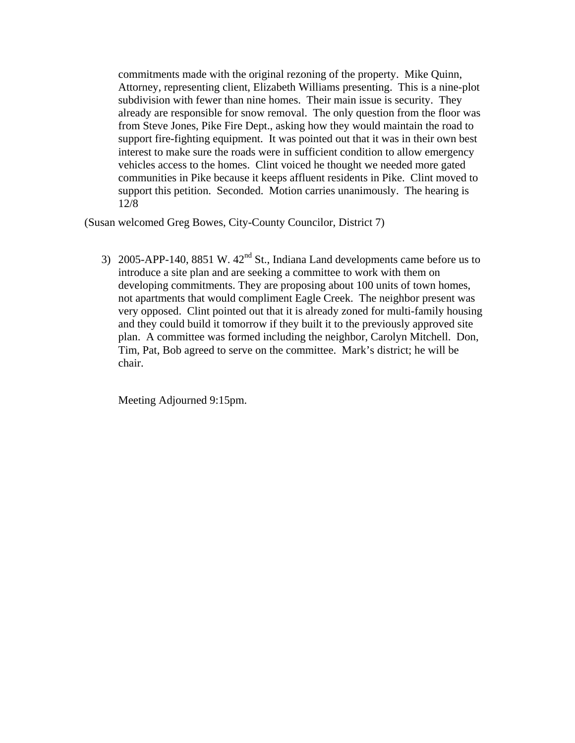commitments made with the original rezoning of the property. Mike Quinn, Attorney, representing client, Elizabeth Williams presenting. This is a nine-plot subdivision with fewer than nine homes. Their main issue is security. They already are responsible for snow removal. The only question from the floor was from Steve Jones, Pike Fire Dept., asking how they would maintain the road to support fire-fighting equipment. It was pointed out that it was in their own best interest to make sure the roads were in sufficient condition to allow emergency vehicles access to the homes. Clint voiced he thought we needed more gated communities in Pike because it keeps affluent residents in Pike. Clint moved to support this petition. Seconded. Motion carries unanimously. The hearing is 12/8

(Susan welcomed Greg Bowes, City-County Councilor, District 7)

3) 2005-APP-140, 8851 W. 42nd St., Indiana Land developments came before us to introduce a site plan and are seeking a committee to work with them on developing commitments. They are proposing about 100 units of town homes, not apartments that would compliment Eagle Creek. The neighbor present was very opposed. Clint pointed out that it is already zoned for multi-family housing and they could build it tomorrow if they built it to the previously approved site plan. A committee was formed including the neighbor, Carolyn Mitchell. Don, Tim, Pat, Bob agreed to serve on the committee. Mark's district; he will be chair.

Meeting Adjourned 9:15pm.